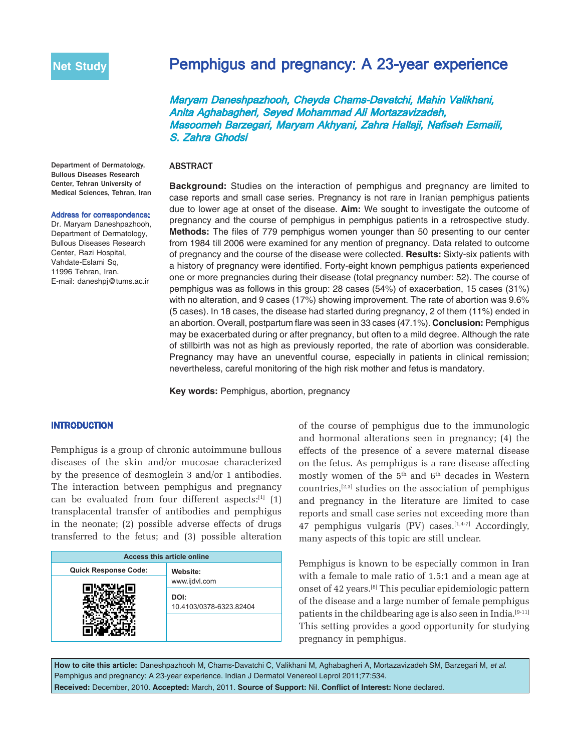Net Study

# Pemphigus and pregnancy: A 23-year experience

*Maryam Daneshpazhooh, Cheyda Chams-Davatchi, Mahin Valikhani, Anita Aghabagheri, Seyed Mohammad Ali Mortazavizadeh, Masoomeh Barzegari, Maryam Akhyani, Zahra Hallaji, Nafiseh Esmaili, S. Zahra Ghodsi*

Department of Dermatology, Bullous Diseases Research Center, Tehran University of Medical Sciences, Tehran, Iran

Address for correspondence: Dr. Maryam Daneshpazhooh, Department of Dermatology, Bullous Diseases Research Center, Razi Hospital, Vahdate-Eslami Sq, 11996 Tehran, Iran. E-mail: daneshpj@tums.ac.ir

## ABSTRACT

**Background:** Studies on the interaction of pemphigus and pregnancy are limited to case reports and small case series. Pregnancy is not rare in Iranian pemphigus patients due to lower age at onset of the disease. **Aim:** We sought to investigate the outcome of pregnancy and the course of pemphigus in pemphigus patients in a retrospective study. **Methods:** The files of 779 pemphigus women younger than 50 presenting to our center from 1984 till 2006 were examined for any mention of pregnancy. Data related to outcome of pregnancy and the course of the disease were collected. **Results:** Sixty-six patients with a history of pregnancy were identified. Forty-eight known pemphigus patients experienced one or more pregnancies during their disease (total pregnancy number: 52). The course of pemphigus was as follows in this group: 28 cases (54%) of exacerbation, 15 cases (31%) with no alteration, and 9 cases (17%) showing improvement. The rate of abortion was 9.6% (5 cases). In 18 cases, the disease had started during pregnancy, 2 of them (11%) ended in an abortion. Overall, postpartum flare was seen in 33 cases (47.1%). **Conclusion:** Pemphigus may be exacerbated during or after pregnancy, but often to a mild degree. Although the rate of stillbirth was not as high as previously reported, the rate of abortion was considerable. Pregnancy may have an uneventful course, especially in patients in clinical remission; nevertheless, careful monitoring of the high risk mother and fetus is mandatory.

**Key words:** Pemphigus, abortion, pregnancy

## INTRODUCTION

Pemphigus is a group of chronic autoimmune bullous diseases of the skin and/or mucosae characterized by the presence of desmoglein 3 and/or 1 antibodies. The interaction between pemphigus and pregnancy can be evaluated from four different aspects:[1] (1) transplacental transfer of antibodies and pemphigus in the neonate; (2) possible adverse effects of drugs transferred to the fetus; and (3) possible alteration of the course of pemphigus due to the immunologic and hormonal alterations seen in pregnancy; (4) the effects of the presence of a severe maternal disease on the fetus. As pemphigus is a rare disease affecting mostly women of the 5th and 6th decades in Western countries,[2,3] studies on the association of pemphigus and pregnancy in the literature are limited to case reports and small case series not exceeding more than 47 pemphigus vulgaris (PV) cases.[1,4-7] Accordingly, many aspects of this topic are still unclear.

Pemphigus is known to be especially common in Iran with a female to male ratio of 1.5:1 and a mean age at onset of 42 years.[8] This peculiar epidemiologic pattern of the disease and a large number of female pemphigus patients in the childbearing age is also seen in India.[9-11] This setting provides a good opportunity for studying pregnancy in pemphigus.

| Access this article online | |
|---|---|
| Quick Response Code: | Website: www.ijdvl.com |
| | DOI: 10.4103/0378-6323.82404 |

**How to cite this article:** Daneshpazhooh M, Chams-Davatchi C, Valikhani M, Aghabagheri A, Mortazavizadeh SM, Barzegari M, *et al.* Pemphigus and pregnancy: A 23-year experience. Indian J Dermatol Venereol Leprol 2011;77:534.

**Received:** December, 2010. **Accepted:** March, 2011. **Source of Support:** Nil. **Conflict of Interest:** None declared.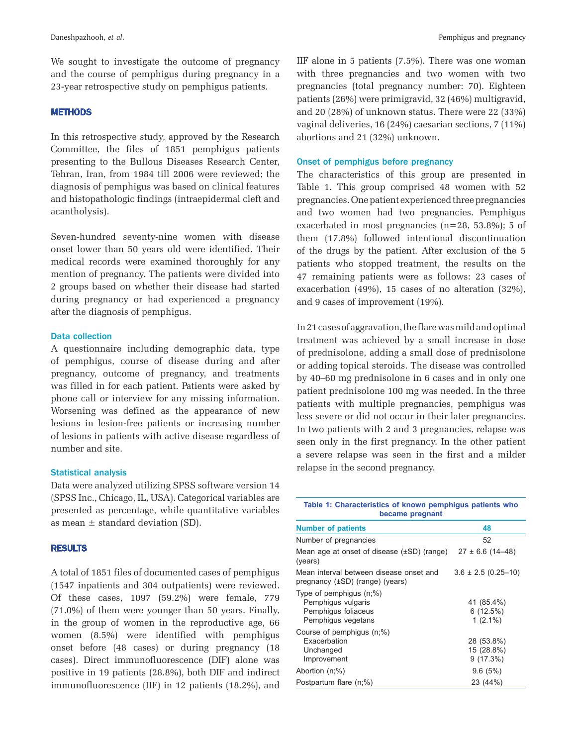We sought to investigate the outcome of pregnancy and the course of pemphigus during pregnancy in a 23-year retrospective study on pemphigus patients.

## METHODS

In this retrospective study, approved by the Research Committee, the files of 1851 pemphigus patients presenting to the Bullous Diseases Research Center, Tehran, Iran, from 1984 till 2006 were reviewed; the diagnosis of pemphigus was based on clinical features and histopathologic findings (intraepidermal cleft and acantholysis).

Seven-hundred seventy-nine women with disease onset lower than 50 years old were identified. Their medical records were examined thoroughly for any mention of pregnancy. The patients were divided into 2 groups based on whether their disease had started during pregnancy or had experienced a pregnancy after the diagnosis of pemphigus.

### Data collection

A questionnaire including demographic data, type of pemphigus, course of disease during and after pregnancy, outcome of pregnancy, and treatments was filled in for each patient. Patients were asked by phone call or interview for any missing information. Worsening was defined as the appearance of new lesions in lesion-free patients or increasing number of lesions in patients with active disease regardless of number and site.

### Statistical analysis

Data were analyzed utilizing SPSS software version 14 (SPSS Inc., Chicago, IL, USA). Categorical variables are presented as percentage, while quantitative variables as mean ± standard deviation (SD).

## RESULTS

A total of 1851 files of documented cases of pemphigus (1547 inpatients and 304 outpatients) were reviewed. Of these cases, 1097 (59.2%) were female, 779 (71.0%) of them were younger than 50 years. Finally, in the group of women in the reproductive age, 66 women (8.5%) were identified with pemphigus onset before (48 cases) or during pregnancy (18 cases). Direct immunofluorescence (DIF) alone was positive in 19 patients (28.8%), both DIF and indirect immunofluorescence (IIF) in 12 patients (18.2%), and IIF alone in 5 patients (7.5%). There was one woman with three pregnancies and two women with two pregnancies (total pregnancy number: 70). Eighteen patients (26%) were primigravid, 32 (46%) multigravid, and 20 (28%) of unknown status. There were 22 (33%) vaginal deliveries, 16 (24%) caesarian sections, 7 (11%) abortions and 21 (32%) unknown.

### Onset of pemphigus before pregnancy

The characteristics of this group are presented in Table 1. This group comprised 48 women with 52 pregnancies. One patient experienced three pregnancies and two women had two pregnancies. Pemphigus exacerbated in most pregnancies (n=28, 53.8%); 5 of them (17.8%) followed intentional discontinuation of the drugs by the patient. After exclusion of the 5 patients who stopped treatment, the results on the 47 remaining patients were as follows: 23 cases of exacerbation (49%), 15 cases of no alteration (32%), and 9 cases of improvement (19%).

In 21 cases of aggravation, the flare was mild and optimal treatment was achieved by a small increase in dose of prednisolone, adding a small dose of prednisolone or adding topical steroids. The disease was controlled by 40–60 mg prednisolone in 6 cases and in only one patient prednisolone 100 mg was needed. In the three patients with multiple pregnancies, pemphigus was less severe or did not occur in their later pregnancies. In two patients with 2 and 3 pregnancies, relapse was seen only in the first pregnancy. In the other patient a severe relapse was seen in the first and a milder relapse in the second pregnancy.

**Table 1: Characteristics of known pemphigus patients who became pregnant**

| Number of patients | 48 |
|---|---|
| Number of pregnancies | 52 |
| Mean age at onset of disease (±SD) (range) (years) | 27 ± 6.6 (14–48) |
| Mean interval between disease onset and pregnancy (±SD) (range) (years) | 3.6 ± 2.5 (0.25–10) |
| Type of pemphigus (n;%) | |
| Pemphigus vulgaris | 41 (85.4%) |
| Pemphigus foliaceus | 6 (12.5%) |
| Pemphigus vegetans | 1 (2.1%) |
| Course of pemphigus (n;%) | |
| Exacerbation | 28 (53.8%) |
| Unchanged | 15 (28.8%) |
| Improvement | 9 (17.3%) |
| Abortion (n;%) | 9.6 (5%) |
| Postpartum flare (n;%) | 23 (44%) |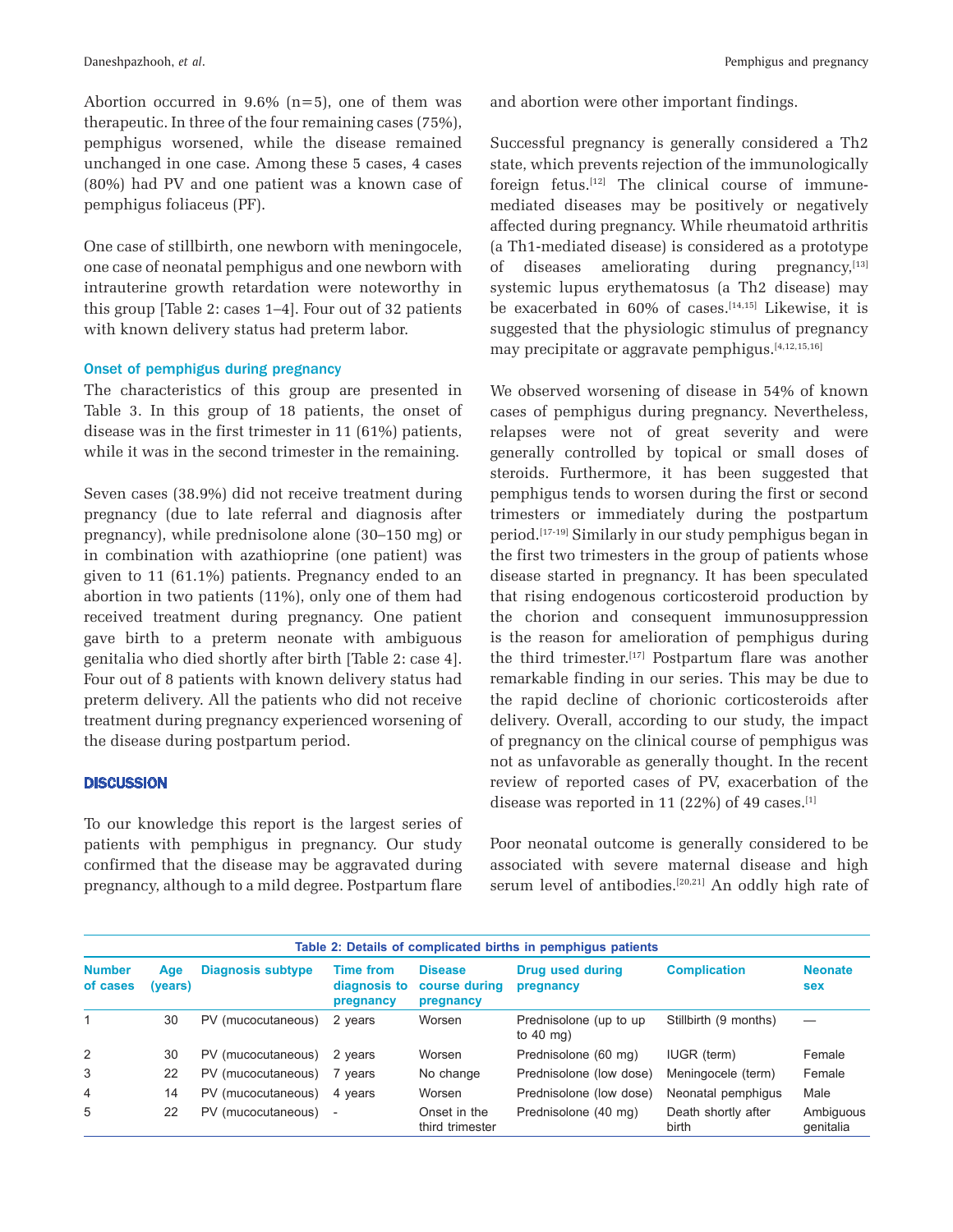Abortion occurred in 9.6% (n=5), one of them was therapeutic. In three of the four remaining cases (75%), pemphigus worsened, while the disease remained unchanged in one case. Among these 5 cases, 4 cases (80%) had PV and one patient was a known case of pemphigus foliaceus (PF).

One case of stillbirth, one newborn with meningocele, one case of neonatal pemphigus and one newborn with intrauterine growth retardation were noteworthy in this group [Table 2: cases 1–4]. Four out of 32 patients with known delivery status had preterm labor.

### Onset of pemphigus during pregnancy

The characteristics of this group are presented in Table 3. In this group of 18 patients, the onset of disease was in the first trimester in 11 (61%) patients, while it was in the second trimester in the remaining.

Seven cases (38.9%) did not receive treatment during pregnancy (due to late referral and diagnosis after pregnancy), while prednisolone alone (30–150 mg) or in combination with azathioprine (one patient) was given to 11 (61.1%) patients. Pregnancy ended to an abortion in two patients (11%), only one of them had received treatment during pregnancy. One patient gave birth to a preterm neonate with ambiguous genitalia who died shortly after birth [Table 2: case 4]. Four out of 8 patients with known delivery status had preterm delivery. All the patients who did not receive treatment during pregnancy experienced worsening of the disease during postpartum period.

## DISCUSSION

To our knowledge this report is the largest series of patients with pemphigus in pregnancy. Our study confirmed that the disease may be aggravated during pregnancy, although to a mild degree. Postpartum flare and abortion were other important findings.

Successful pregnancy is generally considered a Th2 state, which prevents rejection of the immunologically foreign fetus.[12] The clinical course of immune-mediated diseases may be positively or negatively affected during pregnancy. While rheumatoid arthritis (a Th1-mediated disease) is considered as a prototype of diseases ameliorating during pregnancy,[13] systemic lupus erythematosus (a Th2 disease) may be exacerbated in 60% of cases.[14,15] Likewise, it is suggested that the physiologic stimulus of pregnancy may precipitate or aggravate pemphigus.[4,12,15,16]

We observed worsening of disease in 54% of known cases of pemphigus during pregnancy. Nevertheless, relapses were not of great severity and were generally controlled by topical or small doses of steroids. Furthermore, it has been suggested that pemphigus tends to worsen during the first or second trimesters or immediately during the postpartum period.[17-19] Similarly in our study pemphigus began in the first two trimesters in the group of patients whose disease started in pregnancy. It has been speculated that rising endogenous corticosteroid production by the chorion and consequent immunosuppression is the reason for amelioration of pemphigus during the third trimester.[17] Postpartum flare was another remarkable finding in our series. This may be due to the rapid decline of chorionic corticosteroids after delivery. Overall, according to our study, the impact of pregnancy on the clinical course of pemphigus was not as unfavorable as generally thought. In the recent review of reported cases of PV, exacerbation of the disease was reported in 11 (22%) of 49 cases.[1]

Poor neonatal outcome is generally considered to be associated with severe maternal disease and high serum level of antibodies.[20,21] An oddly high rate of

**Table 2: Details of complicated births in pemphigus patients**

| Number of cases | Age (years) | Diagnosis subtype | Time from diagnosis to pregnancy | Disease course during pregnancy | Drug used during pregnancy | Complication | Neonate sex |
|---|---|---|---|---|---|---|---|
| 1 | 30 | PV (mucocutaneous) | 2 years | Worsen | Prednisolone (up to up to 40 mg) | Stillbirth (9 months) | — |
| 2 | 30 | PV (mucocutaneous) | 2 years | Worsen | Prednisolone (60 mg) | IUGR (term) | Female |
| 3 | 22 | PV (mucocutaneous) | 7 years | No change | Prednisolone (low dose) | Meningocele (term) | Female |
| 4 | 14 | PV (mucocutaneous) | 4 years | Worsen | Prednisolone (low dose) | Neonatal pemphigus | Male |
| 5 | 22 | PV (mucocutaneous) | - | Onset in the third trimester | Prednisolone (40 mg) | Death shortly after birth | Ambiguous genitalia |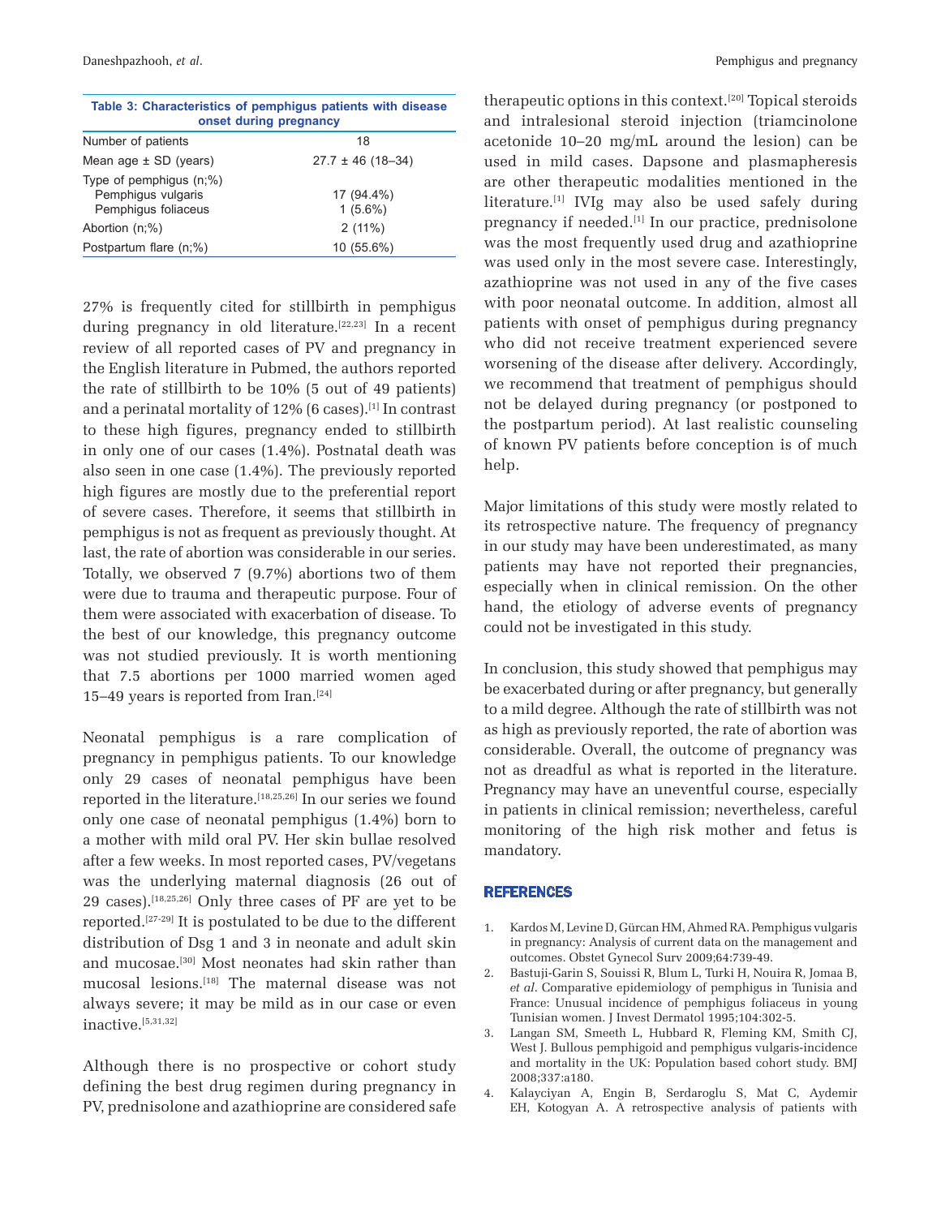**Table 3: Characteristics of pemphigus patients with disease onset during pregnancy**

| | |
|---|---|
| Number of patients | 18 |
| Mean age ± SD (years) | 27.7 ± 46 (18–34) |
| Type of pemphigus (n;%) | |
| Pemphigus vulgaris | 17 (94.4%) |
| Pemphigus foliaceus | 1 (5.6%) |
| Abortion (n;%) | 2 (11%) |
| Postpartum flare (n;%) | 10 (55.6%) |

27% is frequently cited for stillbirth in pemphigus during pregnancy in old literature.[22,23] In a recent review of all reported cases of PV and pregnancy in the English literature in Pubmed, the authors reported the rate of stillbirth to be 10% (5 out of 49 patients) and a perinatal mortality of 12% (6 cases).[1] In contrast to these high figures, pregnancy ended to stillbirth in only one of our cases (1.4%). Postnatal death was also seen in one case (1.4%). The previously reported high figures are mostly due to the preferential report of severe cases. Therefore, it seems that stillbirth in pemphigus is not as frequent as previously thought. At last, the rate of abortion was considerable in our series. Totally, we observed 7 (9.7%) abortions two of them were due to trauma and therapeutic purpose. Four of them were associated with exacerbation of disease. To the best of our knowledge, this pregnancy outcome was not studied previously. It is worth mentioning that 7.5 abortions per 1000 married women aged 15–49 years is reported from Iran.[24]

Neonatal pemphigus is a rare complication of pregnancy in pemphigus patients. To our knowledge only 29 cases of neonatal pemphigus have been reported in the literature.[18,25,26] In our series we found only one case of neonatal pemphigus (1.4%) born to a mother with mild oral PV. Her skin bullae resolved after a few weeks. In most reported cases, PV/vegetans was the underlying maternal diagnosis (26 out of 29 cases).[18,25,26] Only three cases of PF are yet to be reported.[27-29] It is postulated to be due to the different distribution of Dsg 1 and 3 in neonate and adult skin and mucosae.[30] Most neonates had skin rather than mucosal lesions.[18] The maternal disease was not always severe; it may be mild as in our case or even inactive.[5,31,32]

Although there is no prospective or cohort study defining the best drug regimen during pregnancy in PV, prednisolone and azathioprine are considered safe therapeutic options in this context.[20] Topical steroids and intralesional steroid injection (triamcinolone acetonide 10–20 mg/mL around the lesion) can be used in mild cases. Dapsone and plasmapheresis are other therapeutic modalities mentioned in the literature.[1] IVIg may also be used safely during pregnancy if needed.[1] In our practice, prednisolone was the most frequently used drug and azathioprine was used only in the most severe case. Interestingly, azathioprine was not used in any of the five cases with poor neonatal outcome. In addition, almost all patients with onset of pemphigus during pregnancy who did not receive treatment experienced severe worsening of the disease after delivery. Accordingly, we recommend that treatment of pemphigus should not be delayed during pregnancy (or postponed to the postpartum period). At last realistic counseling of known PV patients before conception is of much help.

Major limitations of this study were mostly related to its retrospective nature. The frequency of pregnancy in our study may have been underestimated, as many patients may have not reported their pregnancies, especially when in clinical remission. On the other hand, the etiology of adverse events of pregnancy could not be investigated in this study.

In conclusion, this study showed that pemphigus may be exacerbated during or after pregnancy, but generally to a mild degree. Although the rate of stillbirth was not as high as previously reported, the rate of abortion was considerable. Overall, the outcome of pregnancy was not as dreadful as what is reported in the literature. Pregnancy may have an uneventful course, especially in patients in clinical remission; nevertheless, careful monitoring of the high risk mother and fetus is mandatory.

## REFERENCES

1. Kardos M, Levine D, Gürcan HM, Ahmed RA. Pemphigus vulgaris in pregnancy: Analysis of current data on the management and outcomes. Obstet Gynecol Surv 2009;64:739-49.
2. Bastuji-Garin S, Souissi R, Blum L, Turki H, Nouira R, Jomaa B, *et al*. Comparative epidemiology of pemphigus in Tunisia and France: Unusual incidence of pemphigus foliaceus in young Tunisian women. J Invest Dermatol 1995;104:302-5.
3. Langan SM, Smeeth L, Hubbard R, Fleming KM, Smith CJ, West J. Bullous pemphigoid and pemphigus vulgaris-incidence and mortality in the UK: Population based cohort study. BMJ 2008;337:a180.
4. Kalayciyan A, Engin B, Serdaroglu S, Mat C, Aydemir EH, Kotogyan A. A retrospective analysis of patients with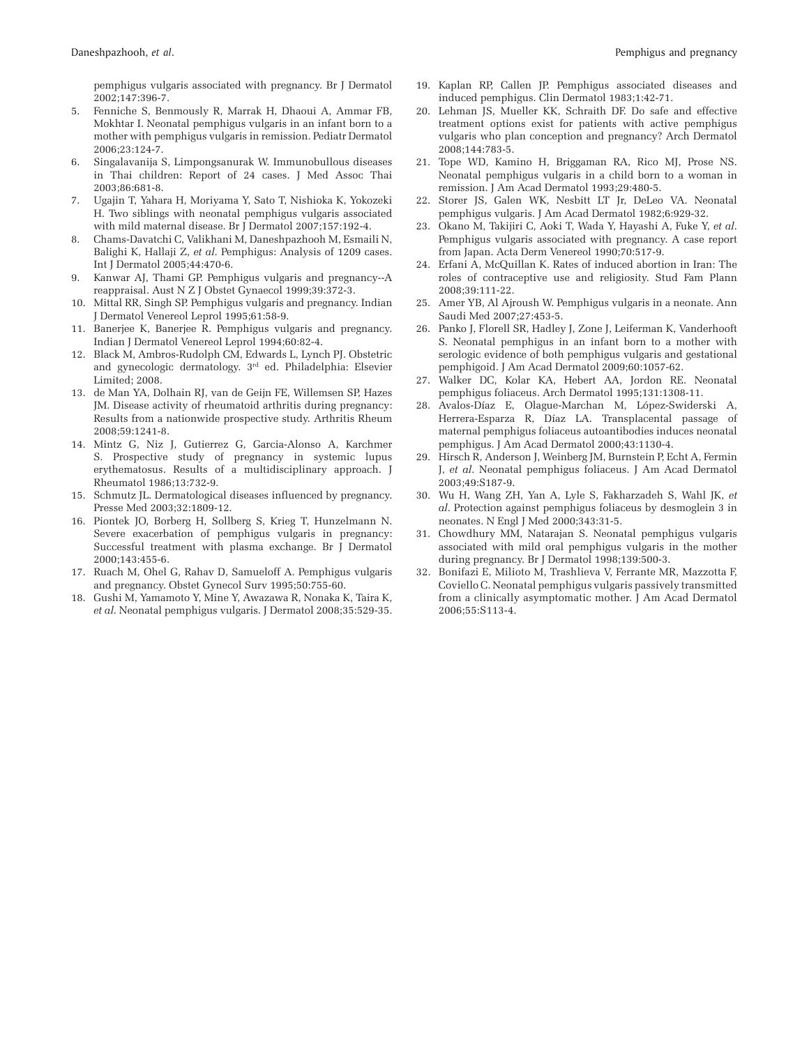pemphigus vulgaris associated with pregnancy. Br J Dermatol 2002;147:396-7.

5. Fenniche S, Benmously R, Marrak H, Dhaoui A, Ammar FB, Mokhtar I. Neonatal pemphigus vulgaris in an infant born to a mother with pemphigus vulgaris in remission. Pediatr Dermatol 2006;23:124-7.
6. Singalavanija S, Limpongsanurak W. Immunobullous diseases in Thai children: Report of 24 cases. J Med Assoc Thai 2003;86:681-8.
7. Ugajin T, Yahara H, Moriyama Y, Sato T, Nishioka K, Yokozeki H. Two siblings with neonatal pemphigus vulgaris associated with mild maternal disease. Br J Dermatol 2007;157:192-4.
8. Chams-Davatchi C, Valikhani M, Daneshpazhooh M, Esmaili N, Balighi K, Hallaji Z, *et al*. Pemphigus: Analysis of 1209 cases. Int J Dermatol 2005;44:470-6.
9. Kanwar AJ, Thami GP. Pemphigus vulgaris and pregnancy--A reappraisal. Aust N Z J Obstet Gynaecol 1999;39:372-3.
10. Mittal RR, Singh SP. Pemphigus vulgaris and pregnancy. Indian J Dermatol Venereol Leprol 1995;61:58-9.
11. Banerjee K, Banerjee R. Pemphigus vulgaris and pregnancy. Indian J Dermatol Venereol Leprol 1994;60:82-4.
12. Black M, Ambros-Rudolph CM, Edwards L, Lynch PJ. Obstetric and gynecologic dermatology. 3rd ed. Philadelphia: Elsevier Limited; 2008.
13. de Man YA, Dolhain RJ, van de Geijn FE, Willemsen SP, Hazes JM. Disease activity of rheumatoid arthritis during pregnancy: Results from a nationwide prospective study. Arthritis Rheum 2008;59:1241-8.
14. Mintz G, Niz J, Gutierrez G, Garcia-Alonso A, Karchmer S. Prospective study of pregnancy in systemic lupus erythematosus. Results of a multidisciplinary approach. J Rheumatol 1986;13:732-9.
15. Schmutz JL. Dermatological diseases influenced by pregnancy. Presse Med 2003;32:1809-12.
16. Piontek JO, Borberg H, Sollberg S, Krieg T, Hunzelmann N. Severe exacerbation of pemphigus vulgaris in pregnancy: Successful treatment with plasma exchange. Br J Dermatol 2000;143:455-6.
17. Ruach M, Ohel G, Rahav D, Samueloff A. Pemphigus vulgaris and pregnancy. Obstet Gynecol Surv 1995;50:755-60.
18. Gushi M, Yamamoto Y, Mine Y, Awazawa R, Nonaka K, Taira K, *et al*. Neonatal pemphigus vulgaris. J Dermatol 2008;35:529-35.
19. Kaplan RP, Callen JP. Pemphigus associated diseases and induced pemphigus. Clin Dermatol 1983;1:42-71.
20. Lehman JS, Mueller KK, Schraith DF. Do safe and effective treatment options exist for patients with active pemphigus vulgaris who plan conception and pregnancy? Arch Dermatol 2008;144:783-5.
21. Tope WD, Kamino H, Briggaman RA, Rico MJ, Prose NS. Neonatal pemphigus vulgaris in a child born to a woman in remission. J Am Acad Dermatol 1993;29:480-5.
22. Storer JS, Galen WK, Nesbitt LT Jr, DeLeo VA. Neonatal pemphigus vulgaris. J Am Acad Dermatol 1982;6:929-32.
23. Okano M, Takijiri C, Aoki T, Wada Y, Hayashi A, Fuke Y, *et al*. Pemphigus vulgaris associated with pregnancy. A case report from Japan. Acta Derm Venereol 1990;70:517-9.
24. Erfani A, McQuillan K. Rates of induced abortion in Iran: The roles of contraceptive use and religiosity. Stud Fam Plann 2008;39:111-22.
25. Amer YB, Al Ajroush W. Pemphigus vulgaris in a neonate. Ann Saudi Med 2007;27:453-5.
26. Panko J, Florell SR, Hadley J, Zone J, Leiferman K, Vanderhooft S. Neonatal pemphigus in an infant born to a mother with serologic evidence of both pemphigus vulgaris and gestational pemphigoid. J Am Acad Dermatol 2009;60:1057-62.
27. Walker DC, Kolar KA, Hebert AA, Jordon RE. Neonatal pemphigus foliaceus. Arch Dermatol 1995;131:1308-11.
28. Avalos-Díaz E, Olague-Marchan M, López-Swiderski A, Herrera-Esparza R, Díaz LA. Transplacental passage of maternal pemphigus foliaceus autoantibodies induces neonatal pemphigus. J Am Acad Dermatol 2000;43:1130-4.
29. Hirsch R, Anderson J, Weinberg JM, Burnstein P, Echt A, Fermin J, *et al*. Neonatal pemphigus foliaceus. J Am Acad Dermatol 2003;49:S187-9.
30. Wu H, Wang ZH, Yan A, Lyle S, Fakharzadeh S, Wahl JK, *et al*. Protection against pemphigus foliaceus by desmoglein 3 in neonates. N Engl J Med 2000;343:31-5.
31. Chowdhury MM, Natarajan S. Neonatal pemphigus vulgaris associated with mild oral pemphigus vulgaris in the mother during pregnancy. Br J Dermatol 1998;139:500-3.
32. Bonifazi E, Milioto M, Trashlieva V, Ferrante MR, Mazzotta F, Coviello C. Neonatal pemphigus vulgaris passively transmitted from a clinically asymptomatic mother. J Am Acad Dermatol 2006;55:S113-4.